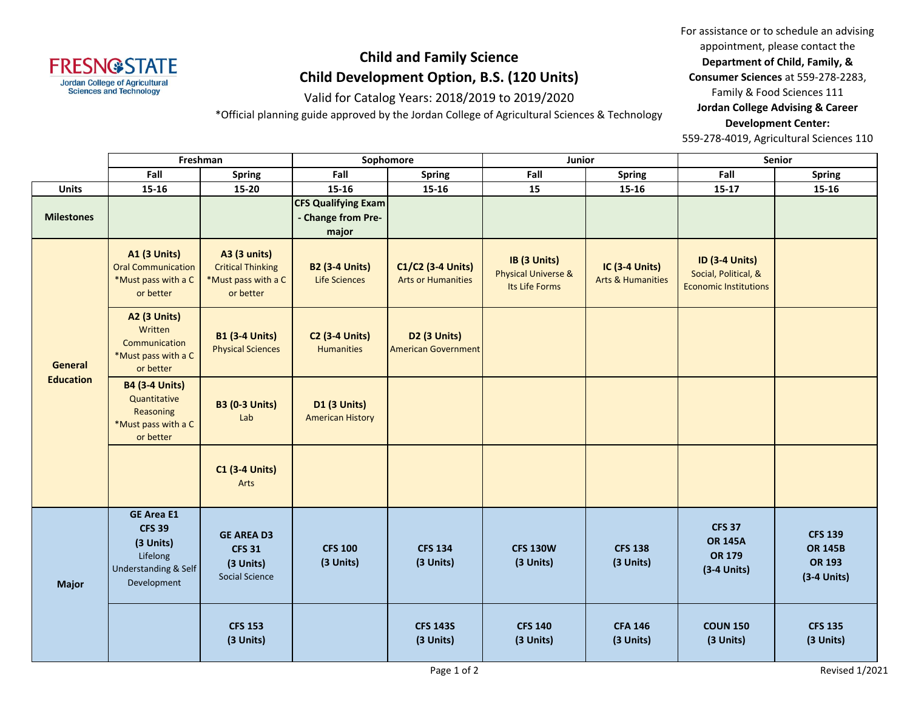FRESNO STATE
Jordan College of Agricultural Sciences and Technology

# Child and Family Science
## Child Development Option, B.S. (120 Units)

Valid for Catalog Years: 2018/2019 to 2019/2020

*Official planning guide approved by the Jordan College of Agricultural Sciences & Technology

For assistance or to schedule an advising appointment, please contact the **Department of Child, Family, & Consumer Sciences** at 559-278-2283, Family & Food Sciences 111
**Jordan College Advising & Career Development Center:**
559-278-4019, Agricultural Sciences 110

| | Freshman | | Sophomore | | Junior | | Senior | |
|---|---|---|---|---|---|---|---|---|
| | **Fall** | **Spring** | **Fall** | **Spring** | **Fall** | **Spring** | **Fall** | **Spring** |
| **Units** | **15-16** | **15-20** | **15-16** | **15-16** | **15** | **15-16** | **15-17** | **15-16** |
| **Milestones** | | | **CFS Qualifying Exam - Change from Pre-major** | | | | | |
| **General Education** | **A1 (3 Units)** Oral Communication *Must pass with a C or better | **A3 (3 units)** Critical Thinking *Must pass with a C or better | **B2 (3-4 Units)** Life Sciences | **C1/C2 (3-4 Units)** Arts or Humanities | **IB (3 Units)** Physical Universe & Its Life Forms | **IC (3-4 Units)** Arts & Humanities | **ID (3-4 Units)** Social, Political, & Economic Institutions | |
| | **A2 (3 Units)** Written Communication *Must pass with a C or better | **B1 (3-4 Units)** Physical Sciences | **C2 (3-4 Units)** Humanities | **D2 (3 Units)** American Government | | | | |
| | **B4 (3-4 Units)** Quantitative Reasoning *Must pass with a C or better | **B3 (0-3 Units)** Lab | **D1 (3 Units)** American History | | | | | |
| | | **C1 (3-4 Units)** Arts | | | | | | |
| **Major** | **GE Area E1 CFS 39 (3 Units)** Lifelong Understanding & Self Development | **GE AREA D3 CFS 31 (3 Units)** Social Science | **CFS 100 (3 Units)** | **CFS 134 (3 Units)** | **CFS 130W (3 Units)** | **CFS 138 (3 Units)** | **CFS 37 OR 145A OR 179 (3-4 Units)** | **CFS 139 OR 145B OR 193 (3-4 Units)** |
| | | **CFS 153 (3 Units)** | | **CFS 143S (3 Units)** | **CFS 140 (3 Units)** | **CFA 146 (3 Units)** | **COUN 150 (3 Units)** | **CFS 135 (3 Units)** |

Revised 1/2021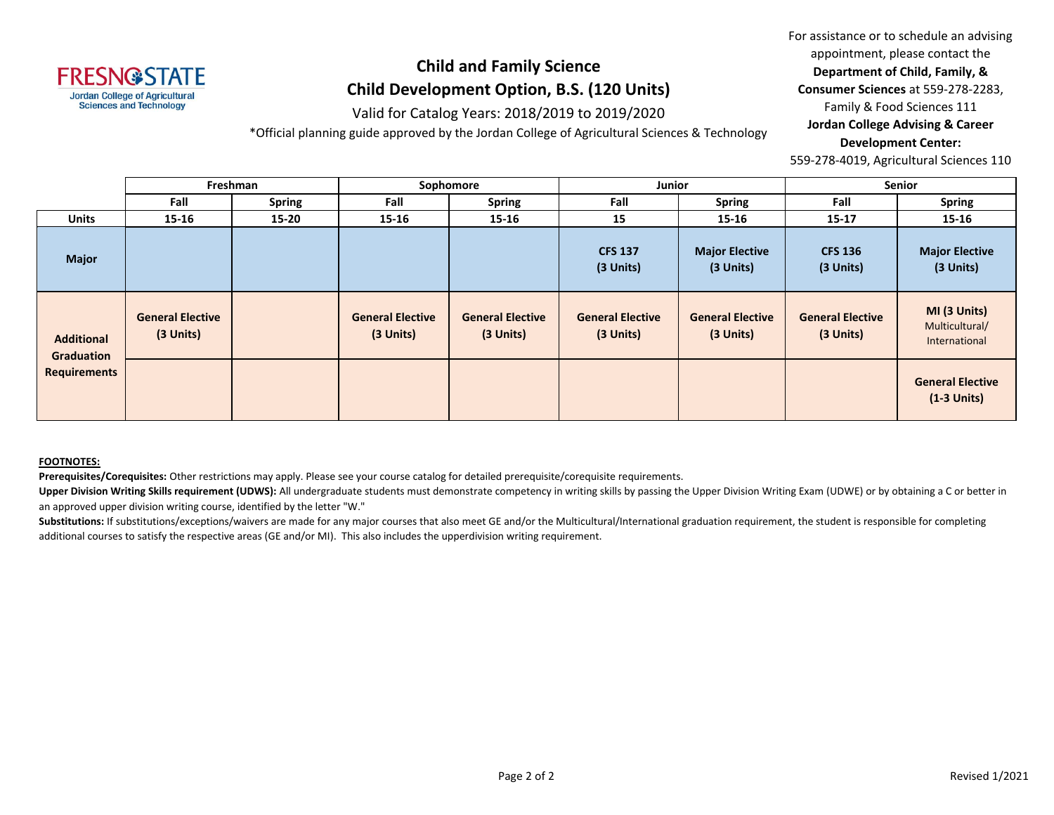# Child and Family Science
## Child Development Option, B.S. (120 Units)

Valid for Catalog Years: 2018/2019 to 2019/2020

*Official planning guide approved by the Jordan College of Agricultural Sciences & Technology

For assistance or to schedule an advising appointment, please contact the **Department of Child, Family, & Consumer Sciences** at 559-278-2283, Family & Food Sciences 111
**Jordan College Advising & Career Development Center:**
559-278-4019, Agricultural Sciences 110

| | Freshman | | Sophomore | | Junior | | Senior | |
|---|---|---|---|---|---|---|---|---|
| | **Fall** | **Spring** | **Fall** | **Spring** | **Fall** | **Spring** | **Fall** | **Spring** |
| **Units** | **15-16** | **15-20** | **15-16** | **15-16** | **15** | **15-16** | **15-17** | **15-16** |
| **Major** | | | | | **CFS 137 (3 Units)** | **Major Elective (3 Units)** | **CFS 136 (3 Units)** | **Major Elective (3 Units)** |
| **Additional Graduation Requirements** | **General Elective (3 Units)** | | **General Elective (3 Units)** | **General Elective (3 Units)** | **General Elective (3 Units)** | **General Elective (3 Units)** | **General Elective (3 Units)** | **MI (3 Units)** Multicultural/ International |
| | | | | | | | | **General Elective (1-3 Units)** |

**FOOTNOTES:**

**Prerequisites/Corequisites:** Other restrictions may apply. Please see your course catalog for detailed prerequisite/corequisite requirements.

**Upper Division Writing Skills requirement (UDWS):** All undergraduate students must demonstrate competency in writing skills by passing the Upper Division Writing Exam (UDWE) or by obtaining a C or better in an approved upper division writing course, identified by the letter "W."

**Substitutions:** If substitutions/exceptions/waivers are made for any major courses that also meet GE and/or the Multicultural/International graduation requirement, the student is responsible for completing additional courses to satisfy the respective areas (GE and/or MI). This also includes the upperdivision writing requirement.

Revised 1/2021